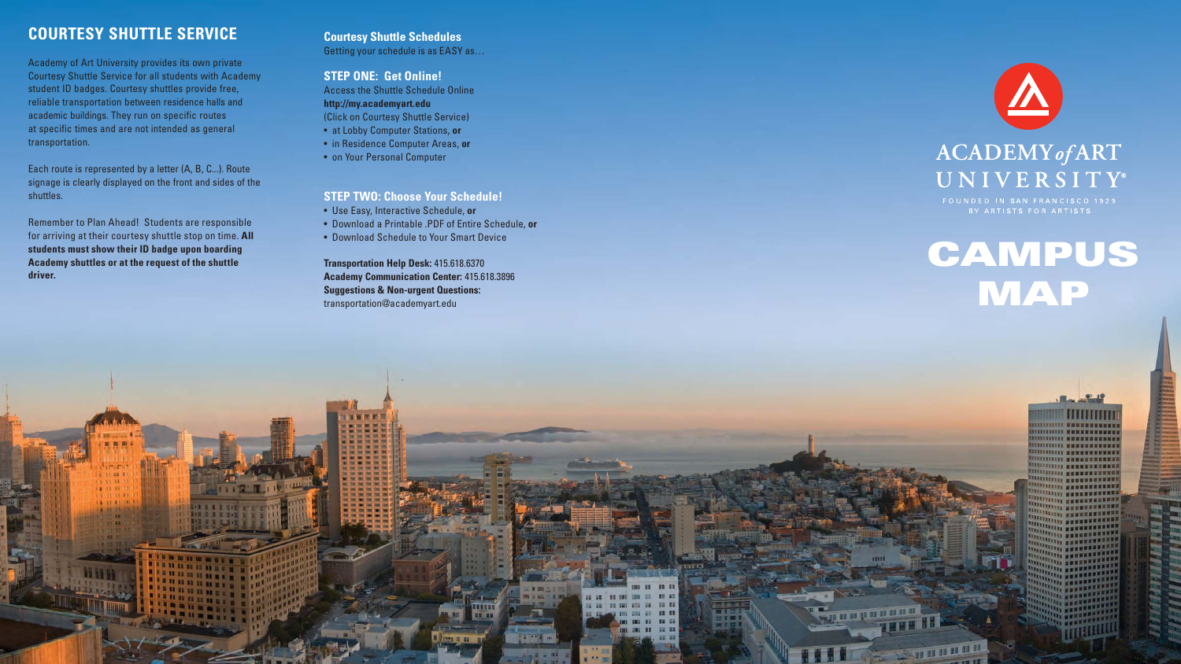## COURTESY SHUTTLE SERVICE

Academy of Art University provides its own private Courtesy Shuttle Service for all students with Academy student ID badges. Courtesy shuttles provide free, reliable transportation between residence halls and academic buildings. They run on specific routes at specific times and are not intended as general transportation.

Each route is represented by a letter (A, B, C...). Route signage is clearly displayed on the front and sides of the shuttles.

Remember to Plan Ahead! Students are responsible for arriving at their courtesy shuttle stop on time. **All students must show their ID badge upon boarding Academy shuttles or at the request of the shuttle driver.**

### Courtesy Shuttle Schedules

Getting your schedule is as EASY as…

### STEP ONE: Get Online!

Access the Shuttle Schedule Online
**http://my.academyart.edu**
(Click on Courtesy Shuttle Service)

- at Lobby Computer Stations, **or**
- in Residence Computer Areas, **or**
- on Your Personal Computer

### STEP TWO: Choose Your Schedule!

- Use Easy, Interactive Schedule, **or**
- Download a Printable .PDF of Entire Schedule, **or**
- Download Schedule to Your Smart Device

**Transportation Help Desk:** 415.618.6370
**Academy Communication Center:** 415.618.3896
**Suggestions & Non-urgent Questions:**
transportation@academyart.edu

ACADEMY *of* ART UNIVERSITY®

FOUNDED IN SAN FRANCISCO 1929
BY ARTISTS FOR ARTISTS

# CAMPUS MAP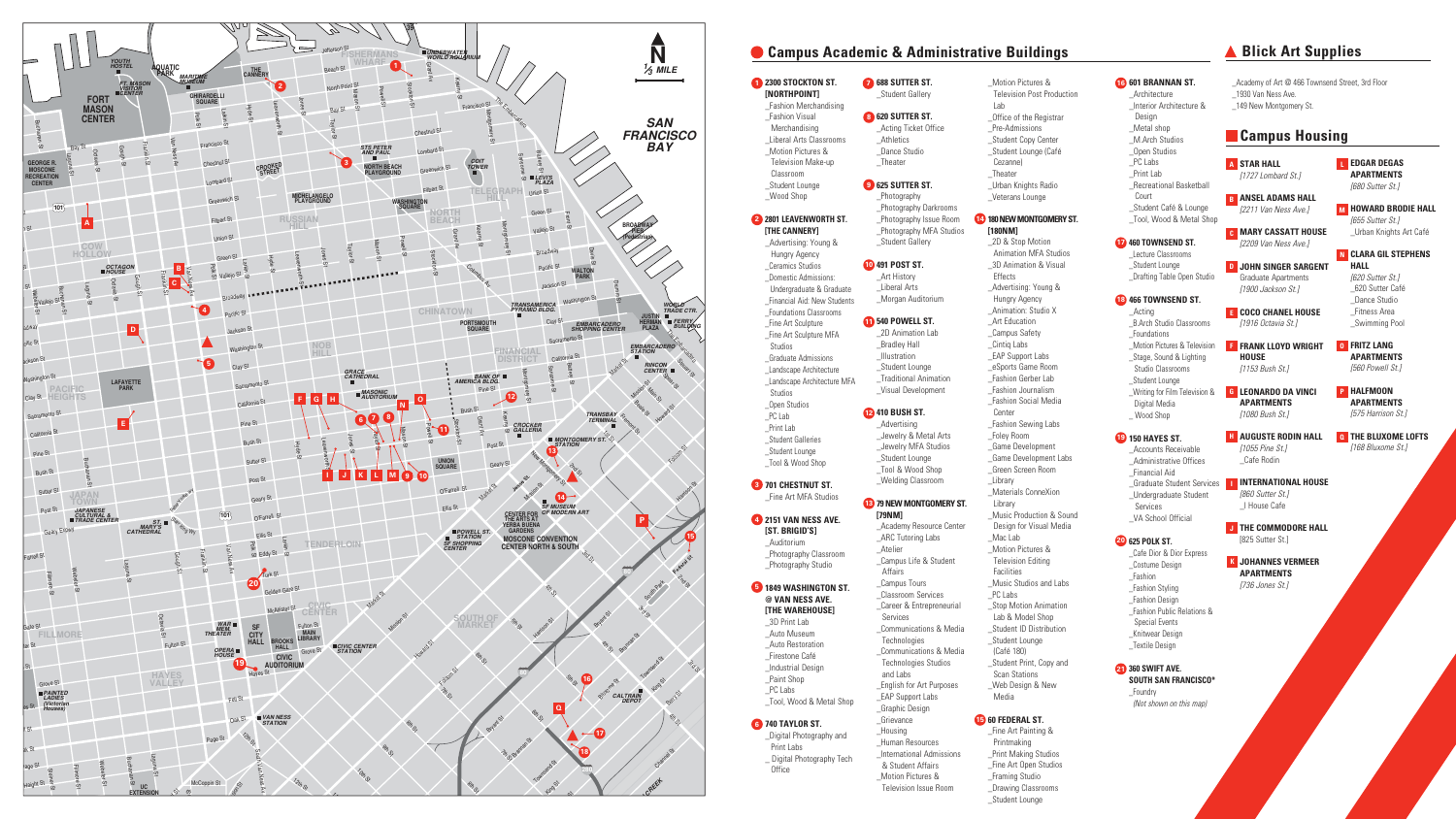## Campus Academic & Administrative Buildings

**1 2300 STOCKTON ST. [NORTHPOINT]**
- Fashion Merchandising
- Fashion Visual Merchandising
- Liberal Arts Classrooms
- Motion Pictures & Television Make-up Classroom
- Student Lounge
- Wood Shop

**2 2801 LEAVENWORTH ST. [THE CANNERY]**
- Advertising: Young & Hungry Agency
- Ceramics Studios
- Domestic Admissions: Undergraduate & Graduate
- Financial Aid: New Students
- Foundations Classrooms
- Fine Art Sculpture
- Fine Art Sculpture MFA Studios
- Graduate Admissions
- Landscape Architecture
- Landscape Architecture MFA Studios
- Open Studios
- PC Lab
- Print Lab
- Student Galleries
- Student Lounge
- Tool & Wood Shop

**3 701 CHESTNUT ST.**
- Fine Art MFA Studios

**4 2151 VAN NESS AVE. [ST. BRIGID'S]**
- Auditorium
- Photography Classroom
- Photography Studio

**5 1849 WASHINGTON ST. @ VAN NESS AVE. [THE WAREHOUSE]**
- 3D Print Lab
- Auto Museum
- Auto Restoration
- Firestone Café
- Industrial Design
- Paint Shop
- PC Labs
- Tool, Wood & Metal Shop

**6 740 TAYLOR ST.**
- Digital Photography and Print Labs
- Digital Photography Tech Office

**7 688 SUTTER ST.**
- Student Gallery

**8 620 SUTTER ST.**
- Acting Ticket Office
- Athletics
- Dance Studio
- Theater

**9 625 SUTTER ST.**
- Photography
- Photography Darkrooms
- Photography Issue Room
- Photography MFA Studios
- Student Gallery

**10 491 POST ST.**
- Art History
- Liberal Arts
- Morgan Auditorium

**11 540 POWELL ST.**
- 2D Animation Lab
- Bradley Hall
- Illustration
- Student Lounge
- Traditional Animation
- Visual Development

**12 410 BUSH ST.**
- Advertising
- Jewelry & Metal Arts
- Jewelry MFA Studios
- Student Lounge
- Tool & Wood Shop
- Welding Classroom

**13 79 NEW MONTGOMERY ST. [79NM]**
- Academy Resource Center
- ARC Tutoring Labs
- Atelier
- Campus Life & Student Affairs
- Campus Tours
- Classroom Services
- Career & Entrepreneurial Services
- Communications & Media Technologies
- Communications & Media Technologies Studios and Labs
- English for Art Purposes
- EAP Support Labs
- Graphic Design
- Grievance
- Housing
- Human Resources
- International Admissions & Student Affairs
- Motion Pictures & Television Issue Room
- Motion Pictures & Television Post Production Lab
- Office of the Registrar
- Pre-Admissions
- Student Copy Center
- Student Lounge (Café Cezanne)
- Urban Knights Radio
- Veterans Lounge

**14 180 NEW MONTGOMERY ST. [180NM]**
- 2D & Stop Motion Animation MFA Studios
- 3D Animation & Visual Effects
- Advertising: Young & Hungry Agency
- Animation: Studio X
- Art Education
- Campus Safety
- Cintiq Labs
- EAP Support Labs
- eSports Game Room
- Fashion Gerber Lab
- Fashion Journalism
- Fashion Social Media Center
- Fashion Sewing Labs
- Foley Room
- Game Development
- Game Development Labs
- Green Screen Room
- Library
- Materials ConneXion Library
- Music Production & Sound Design for Visual Media
- Mac Lab
- Motion Pictures & Television Editing Facilities
- Music Studios and Labs
- PC Labs
- Stop Motion Animation Lab & Model Shop
- Student ID Distribution
- Student Lounge (Café 180)
- Student Print, Copy and Scan Stations
- Web Design & New Media

**15 60 FEDERAL ST.**
- Fine Art Painting & Printmaking
- Print Making Studios
- Fine Art Open Studios
- Framing Studio
- Drawing Classrooms
- Student Lounge

**16 601 BRANNAN ST.**
- Architecture
- Interior Architecture & Design
- Metal shop
- M.Arch Studios
- Open Studios
- PC Labs
- Print Lab
- Theater
- Recreational Basketball Court
- Student Café & Lounge
- Tool, Wood & Metal Shop

**17 460 TOWNSEND ST.**
- Lecture Classrooms
- Student Lounge
- Drafting Table Open Studio

**18 466 TOWNSEND ST.**
- Acting
- B.Arch Studio Classrooms
- Foundations
- Motion Pictures & Television
- Stage, Sound & Lighting Studio Classrooms
- Student Lounge
- Writing for Film Television & Digital Media
- Wood Shop

**19 150 HAYES ST.**
- Accounts Receivable
- Administrative Offices
- Financial Aid
- Graduate Student Services
- Undergraduate Student Services
- VA School Official

**20 625 POLK ST.**
- Cafe Dior & Dior Express
- Costume Design
- Fashion
- Fashion Styling
- Fashion Design
- Fashion Public Relations & Special Events
- Knitwear Design
- Textile Design

**21 360 SWIFT AVE. SOUTH SAN FRANCISCO***
- Foundry

*(Not shown on this map)*

## Blick Art Supplies

- Academy of Art @ 466 Townsend Street, 3rd Floor
- 1930 Van Ness Ave.
- 149 New Montgomery St.

## Campus Housing

**A STAR HALL**
*[1727 Lombard St.]*

**B ANSEL ADAMS HALL**
*[2211 Van Ness Ave.]*

**C MARY CASSATT HOUSE**
*[2209 Van Ness Ave.]*

**D JOHN SINGER SARGENT HALL**
Graduate Apartments
*[1900 Jackson St.]*

**E COCO CHANEL HOUSE**
*[1916 Octavia St.]*

**F FRANK LLOYD WRIGHT HOUSE**
*[1153 Bush St.]*

**G LEONARDO DA VINCI APARTMENTS**
*[1080 Bush St.]*

**H AUGUSTE RODIN HALL**
*[1055 Pine St.]*
- Cafe Rodin

**I INTERNATIONAL HOUSE**
*[860 Sutter St.]*
- I House Cafe

**J THE COMMODORE HALL**
[825 Sutter St.]

**K JOHANNES VERMEER APARTMENTS**
*[736 Jones St.]*

**L EDGAR DEGAS APARTMENTS**
*[680 Sutter St.]*

**M HOWARD BRODIE HALL**
*[655 Sutter St.]*
- Urban Knights Art Café

**N CLARA GIL STEPHENS HALL**
*[620 Sutter St.]*
- 620 Sutter Café
- Dance Studio
- Fitness Area
- Swimming Pool

**O FRITZ LANG APARTMENTS**
*[560 Powell St.]*

**P HALFMOON APARTMENTS**
*[575 Harrison St.]*

**Q THE BLUXOME LOFTS**
*[168 Bluxome St.]*

N
½ MILE

SAN FRANCISCO BAY